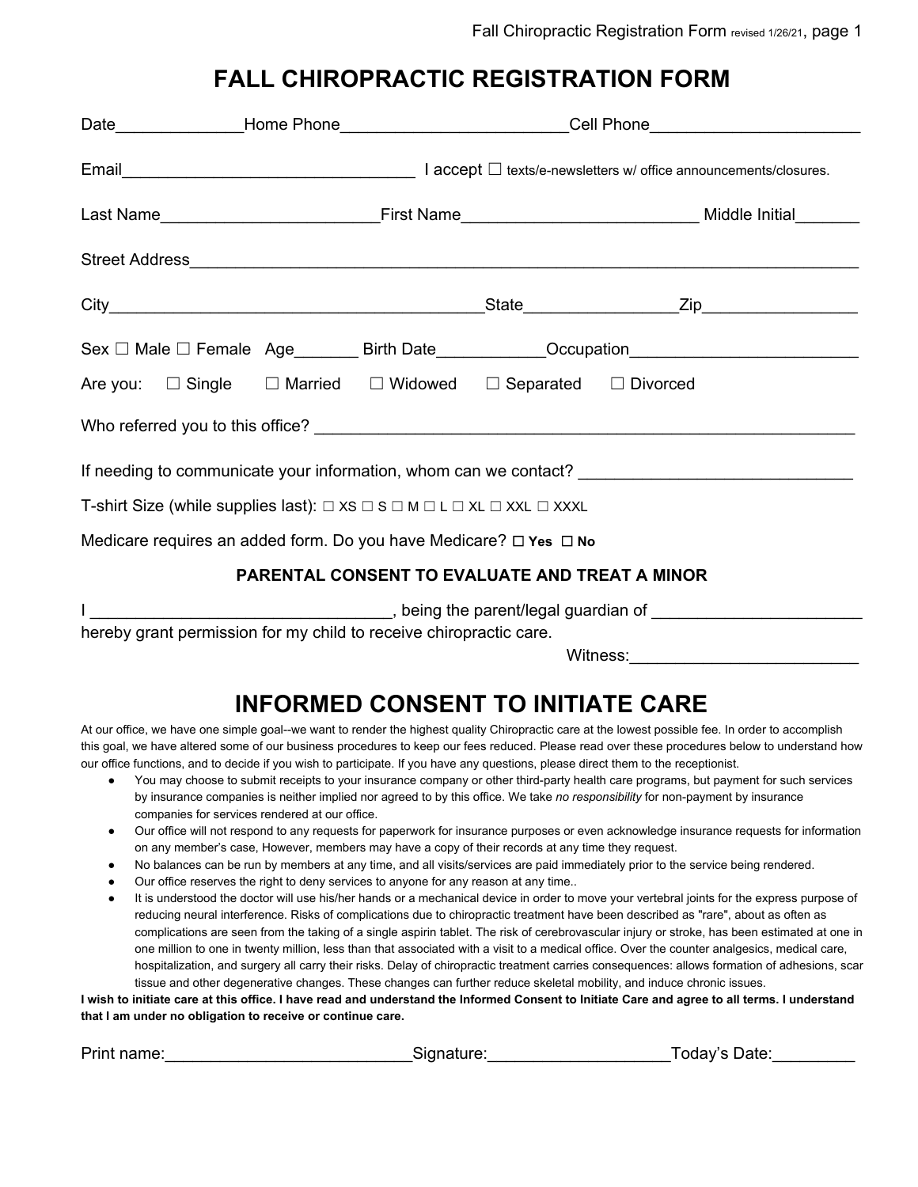# FALL CHIROPRACTIC REGISTRATION FORM

Date______________Home Phone_________________________Cell Phone_______________________

Email________________________________ I accept ☐ texts/e-newsletters w/ office announcements/closures.

Last Name________________________First Name__________________________ Middle Initial_______

Street Address_____________________________________________________________________________

City_________________________________________State_________________Zip_________________

Sex ☐ Male ☐ Female Age_______ Birth Date____________Occupation_________________________

Are you: ☐ Single ☐ Married ☐ Widowed ☐ Separated ☐ Divorced

Who referred you to this office? ___________________________________________________________

If needing to communicate your information, whom can we contact? ______________________________

T-shirt Size (while supplies last): ☐ XS ☐ S ☐ M ☐ L ☐ XL ☐ XXL ☐ XXXL

Medicare requires an added form. Do you have Medicare? ☐ **Yes** ☐ **No**

### PARENTAL CONSENT TO EVALUATE AND TREAT A MINOR

I ________________________________, being the parent/legal guardian of _______________________ hereby grant permission for my child to receive chiropractic care.

Witness:_________________________

## INFORMED CONSENT TO INITIATE CARE

At our office, we have one simple goal--we want to render the highest quality Chiropractic care at the lowest possible fee. In order to accomplish this goal, we have altered some of our business procedures to keep our fees reduced. Please read over these procedures below to understand how our office functions, and to decide if you wish to participate. If you have any questions, please direct them to the receptionist.

- You may choose to submit receipts to your insurance company or other third-party health care programs, but payment for such services by insurance companies is neither implied nor agreed to by this office. We take *no responsibility* for non-payment by insurance companies for services rendered at our office.
- Our office will not respond to any requests for paperwork for insurance purposes or even acknowledge insurance requests for information on any member's case, However, members may have a copy of their records at any time they request.
- No balances can be run by members at any time, and all visits/services are paid immediately prior to the service being rendered.
- Our office reserves the right to deny services to anyone for any reason at any time..
- It is understood the doctor will use his/her hands or a mechanical device in order to move your vertebral joints for the express purpose of reducing neural interference. Risks of complications due to chiropractic treatment have been described as "rare", about as often as complications are seen from the taking of a single aspirin tablet. The risk of cerebrovascular injury or stroke, has been estimated at one in one million to one in twenty million, less than that associated with a visit to a medical office. Over the counter analgesics, medical care, hospitalization, and surgery all carry their risks. Delay of chiropractic treatment carries consequences: allows formation of adhesions, scar tissue and other degenerative changes. These changes can further reduce skeletal mobility, and induce chronic issues.

**I wish to initiate care at this office. I have read and understand the Informed Consent to Initiate Care and agree to all terms. I understand that I am under no obligation to receive or continue care.**

Print name:__________________________Signature:___________________Today's Date:_________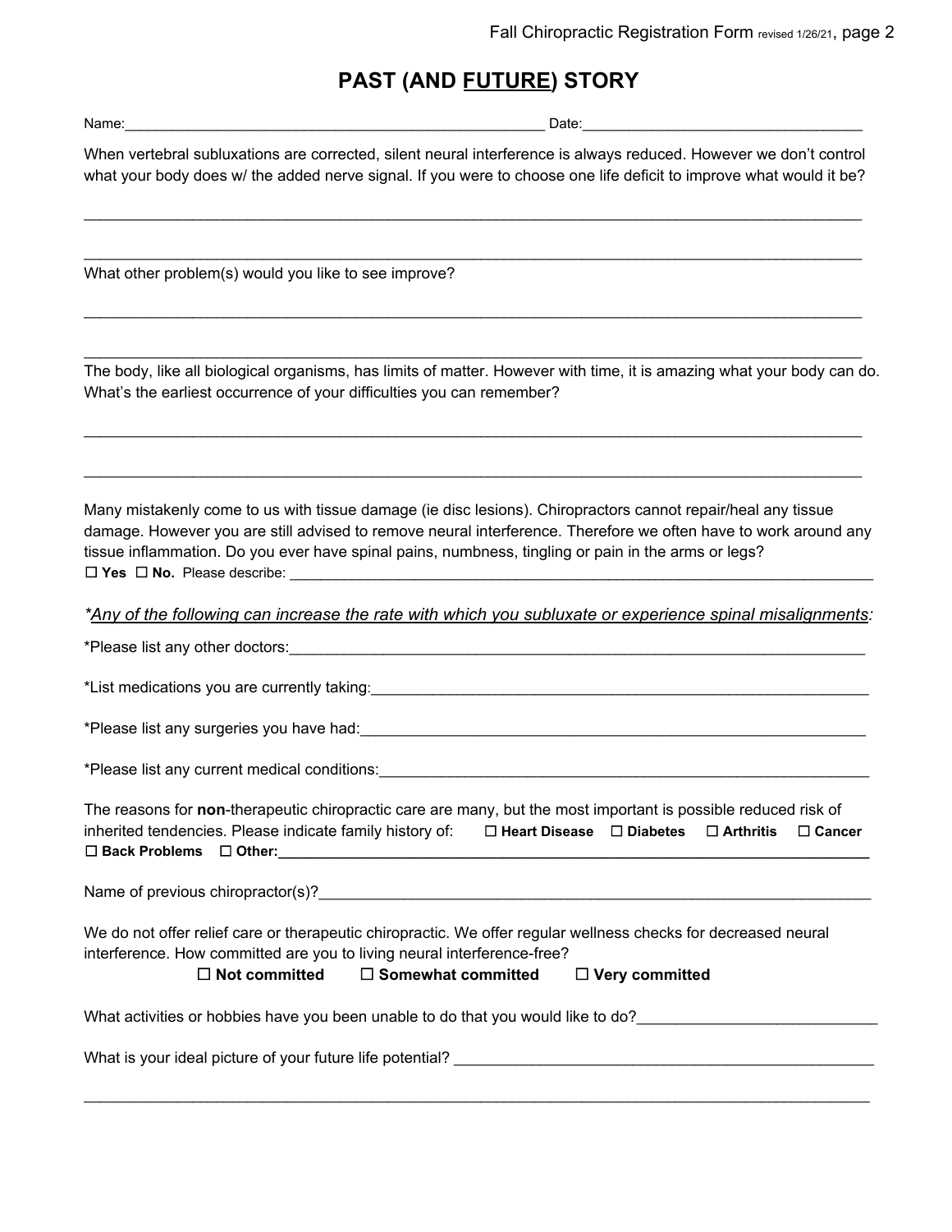# PAST (AND <u>FUTURE</u>) STORY

Name:______________________________________________________ Date:____________________________________

When vertebral subluxations are corrected, silent neural interference is always reduced. However we don't control what your body does w/ the added nerve signal. If you were to choose one life deficit to improve what would it be?

_____________________________________________________________________________________________________

_____________________________________________________________________________________________________

What other problem(s) would you like to see improve?

_____________________________________________________________________________________________________

_____________________________________________________________________________________________________

The body, like all biological organisms, has limits of matter. However with time, it is amazing what your body can do. What's the earliest occurrence of your difficulties you can remember?

_____________________________________________________________________________________________________

_____________________________________________________________________________________________________

Many mistakenly come to us with tissue damage (ie disc lesions). Chiropractors cannot repair/heal any tissue damage. However you are still advised to remove neural interference. Therefore we often have to work around any tissue inflammation. Do you ever have spinal pains, numbness, tingling or pain in the arms or legs?
☐ **Yes** ☐ **No.** Please describe: ____________________________________________________________________________

*<u>*Any of the following can increase the rate with which you subluxate or experience spinal misalignments:</u>*

*Please list any other doctors:___________________________________________________________________________

*List medications you are currently taking:_______________________________________________________________

*Please list any surgeries you have had:__________________________________________________________________

*Please list any current medical conditions:_______________________________________________________________

The reasons for **non**-therapeutic chiropractic care are many, but the most important is possible reduced risk of inherited tendencies. Please indicate family history of: ☐ **Heart Disease** ☐ **Diabetes** ☐ **Arthritis** ☐ **Cancer** ☐ **Back Problems** ☐ **Other:**_______________________________________________________________________________

Name of previous chiropractor(s)?_______________________________________________________________________

We do not offer relief care or therapeutic chiropractic. We offer regular wellness checks for decreased neural interference. How committed are you to living neural interference-free?
☐ **Not committed** ☐ **Somewhat committed** ☐ **Very committed**

What activities or hobbies have you been unable to do that you would like to do?_____________________________

What is your ideal picture of your future life potential? ____________________________________________________

_____________________________________________________________________________________________________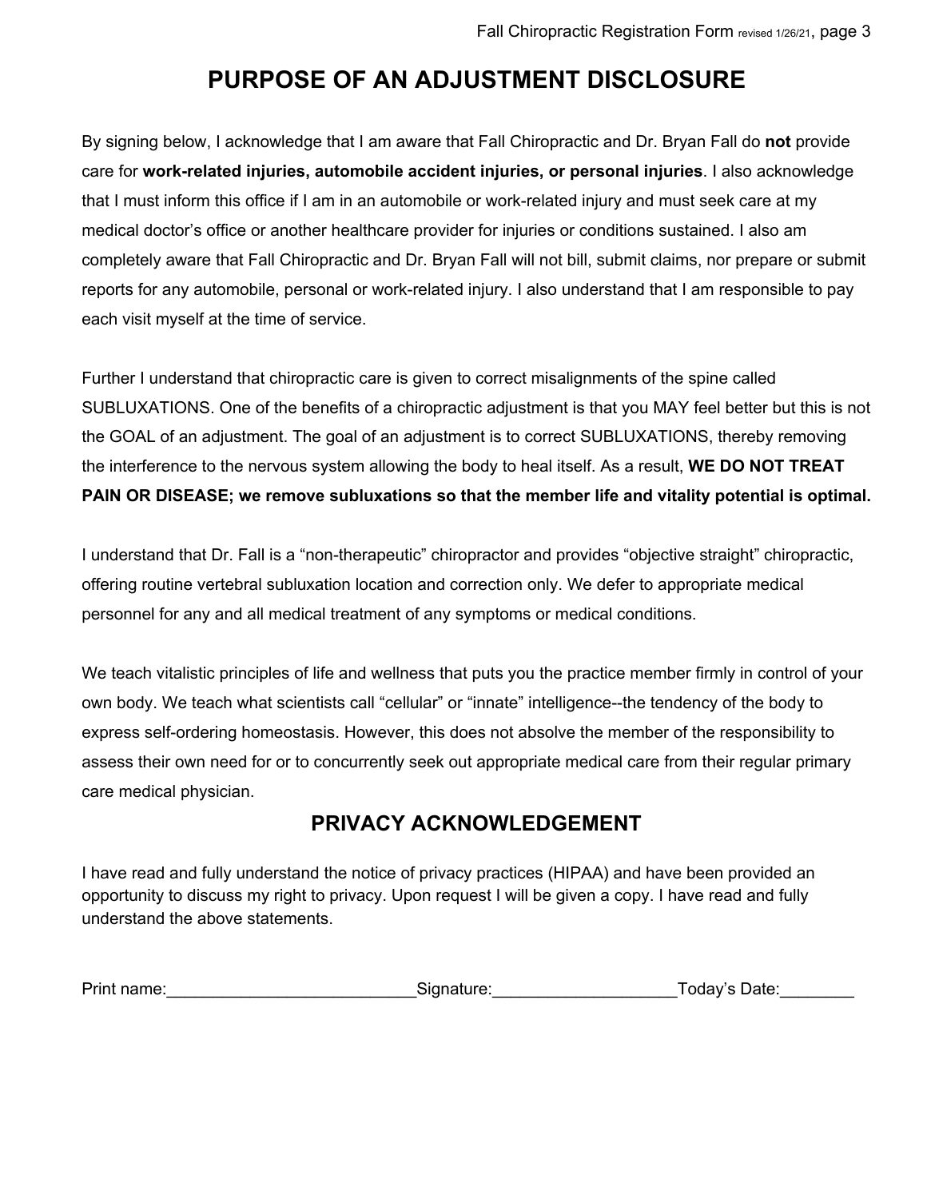# PURPOSE OF AN ADJUSTMENT DISCLOSURE

By signing below, I acknowledge that I am aware that Fall Chiropractic and Dr. Bryan Fall do **not** provide care for **work-related injuries, automobile accident injuries, or personal injuries**. I also acknowledge that I must inform this office if I am in an automobile or work-related injury and must seek care at my medical doctor's office or another healthcare provider for injuries or conditions sustained. I also am completely aware that Fall Chiropractic and Dr. Bryan Fall will not bill, submit claims, nor prepare or submit reports for any automobile, personal or work-related injury. I also understand that I am responsible to pay each visit myself at the time of service.

Further I understand that chiropractic care is given to correct misalignments of the spine called SUBLUXATIONS. One of the benefits of a chiropractic adjustment is that you MAY feel better but this is not the GOAL of an adjustment. The goal of an adjustment is to correct SUBLUXATIONS, thereby removing the interference to the nervous system allowing the body to heal itself. As a result, **WE DO NOT TREAT PAIN OR DISEASE; we remove subluxations so that the member life and vitality potential is optimal.**

I understand that Dr. Fall is a "non-therapeutic" chiropractor and provides "objective straight" chiropractic, offering routine vertebral subluxation location and correction only. We defer to appropriate medical personnel for any and all medical treatment of any symptoms or medical conditions.

We teach vitalistic principles of life and wellness that puts you the practice member firmly in control of your own body. We teach what scientists call "cellular" or "innate" intelligence--the tendency of the body to express self-ordering homeostasis. However, this does not absolve the member of the responsibility to assess their own need for or to concurrently seek out appropriate medical care from their regular primary care medical physician.

## PRIVACY ACKNOWLEDGEMENT

I have read and fully understand the notice of privacy practices (HIPAA) and have been provided an opportunity to discuss my right to privacy. Upon request I will be given a copy. I have read and fully understand the above statements.

Print name:___________________________Signature:____________________Today's Date:________